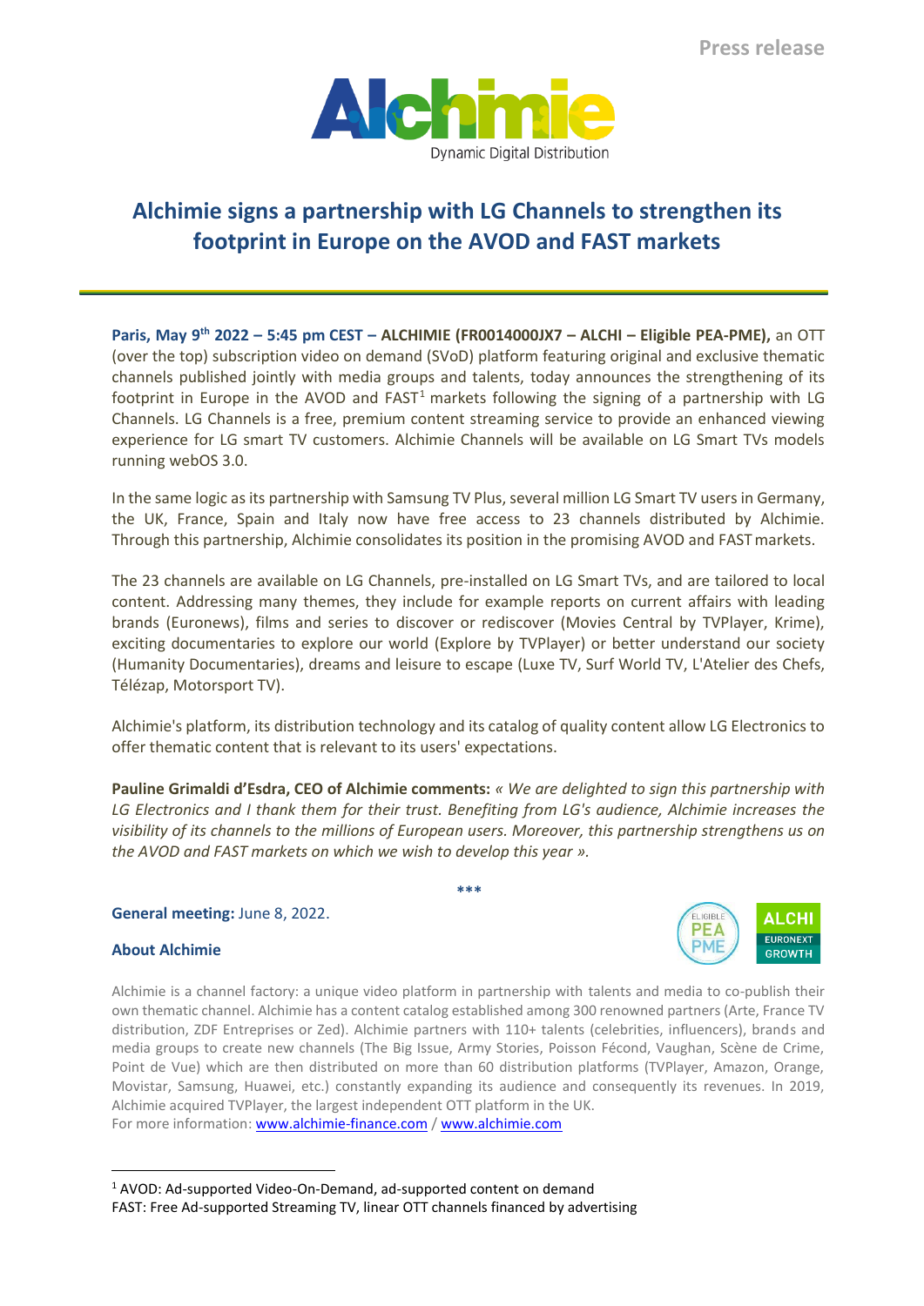Press release

# Alchimie signs a partnership with LG Channels to strengthen its footprint in Europe on the AVOD and FAST markets

**Paris, May 9th 2022 – 5:45 pm CEST – ALCHIMIE (FR0014000JX7 – ALCHI – Eligible PEA-PME),** an OTT (over the top) subscription video on demand (SVoD) platform featuring original and exclusive thematic channels published jointly with media groups and talents, today announces the strengthening of its footprint in Europe in the AVOD and FAST[1] markets following the signing of a partnership with LG Channels. LG Channels is a free, premium content streaming service to provide an enhanced viewing experience for LG smart TV customers. Alchimie Channels will be available on LG Smart TVs models running webOS 3.0.

In the same logic as its partnership with Samsung TV Plus, several million LG Smart TV users in Germany, the UK, France, Spain and Italy now have free access to 23 channels distributed by Alchimie. Through this partnership, Alchimie consolidates its position in the promising AVOD and FAST markets.

The 23 channels are available on LG Channels, pre-installed on LG Smart TVs, and are tailored to local content. Addressing many themes, they include for example reports on current affairs with leading brands (Euronews), films and series to discover or rediscover (Movies Central by TVPlayer, Krime), exciting documentaries to explore our world (Explore by TVPlayer) or better understand our society (Humanity Documentaries), dreams and leisure to escape (Luxe TV, Surf World TV, L'Atelier des Chefs, Télézap, Motorsport TV).

Alchimie's platform, its distribution technology and its catalog of quality content allow LG Electronics to offer thematic content that is relevant to its users' expectations.

**Pauline Grimaldi d'Esdra, CEO of Alchimie comments:** *« We are delighted to sign this partnership with LG Electronics and I thank them for their trust. Benefiting from LG's audience, Alchimie increases the visibility of its channels to the millions of European users. Moreover, this partnership strengthens us on the AVOD and FAST markets on which we wish to develop this year ».*

\*\*\*

**General meeting:** June 8, 2022.

**About Alchimie**

Alchimie is a channel factory: a unique video platform in partnership with talents and media to co-publish their own thematic channel. Alchimie has a content catalog established among 300 renowned partners (Arte, France TV distribution, ZDF Entreprises or Zed). Alchimie partners with 110+ talents (celebrities, influencers), brands and media groups to create new channels (The Big Issue, Army Stories, Poisson Fécond, Vaughan, Scène de Crime, Point de Vue) which are then distributed on more than 60 distribution platforms (TVPlayer, Amazon, Orange, Movistar, Samsung, Huawei, etc.) constantly expanding its audience and consequently its revenues. In 2019, Alchimie acquired TVPlayer, the largest independent OTT platform in the UK.
For more information: www.alchimie-finance.com / www.alchimie.com

[1] AVOD: Ad-supported Video-On-Demand, ad-supported content on demand
FAST: Free Ad-supported Streaming TV, linear OTT channels financed by advertising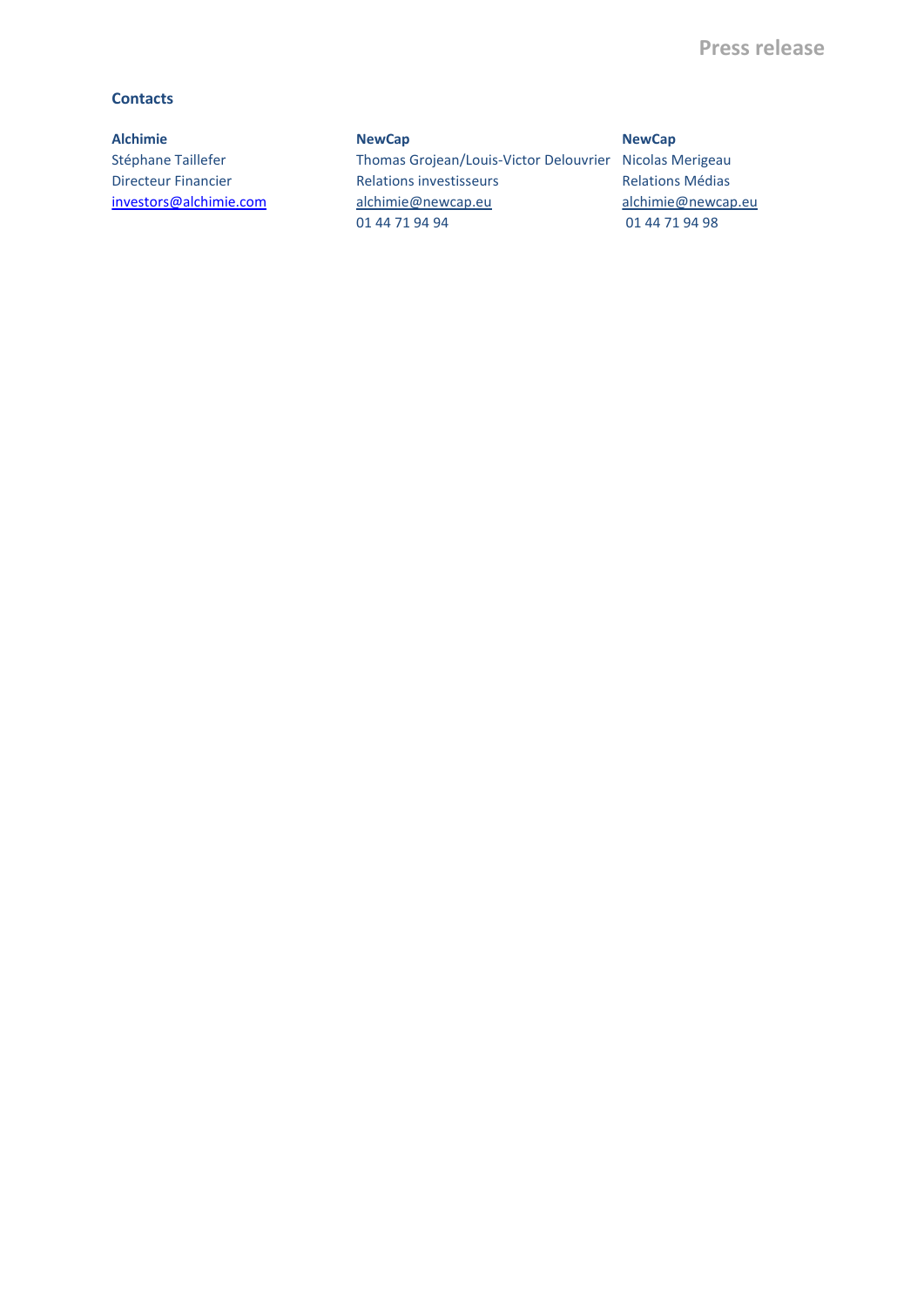**Contacts**

| | | |
|---|---|---|
| **Alchimie** | **NewCap** | **NewCap** |
| Stéphane Taillefer | Thomas Grojean/Louis-Victor Delouvrier | Nicolas Merigeau |
| Directeur Financier | Relations investisseurs | Relations Médias |
| investors@alchimie.com | alchimie@newcap.eu | alchimie@newcap.eu |
| | 01 44 71 94 94 | 01 44 71 94 98 |